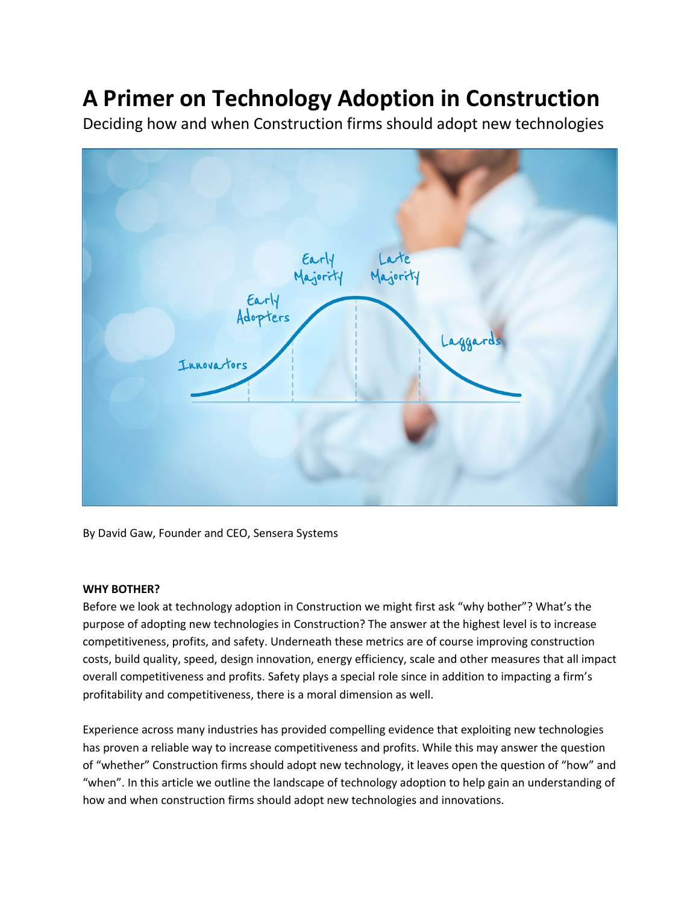# A Primer on Technology Adoption in Construction

Deciding how and when Construction firms should adopt new technologies

By David Gaw, Founder and CEO, Sensera Systems

**WHY BOTHER?**

Before we look at technology adoption in Construction we might first ask "why bother"? What's the purpose of adopting new technologies in Construction? The answer at the highest level is to increase competitiveness, profits, and safety. Underneath these metrics are of course improving construction costs, build quality, speed, design innovation, energy efficiency, scale and other measures that all impact overall competitiveness and profits. Safety plays a special role since in addition to impacting a firm's profitability and competitiveness, there is a moral dimension as well.

Experience across many industries has provided compelling evidence that exploiting new technologies has proven a reliable way to increase competitiveness and profits. While this may answer the question of "whether" Construction firms should adopt new technology, it leaves open the question of "how" and "when". In this article we outline the landscape of technology adoption to help gain an understanding of how and when construction firms should adopt new technologies and innovations.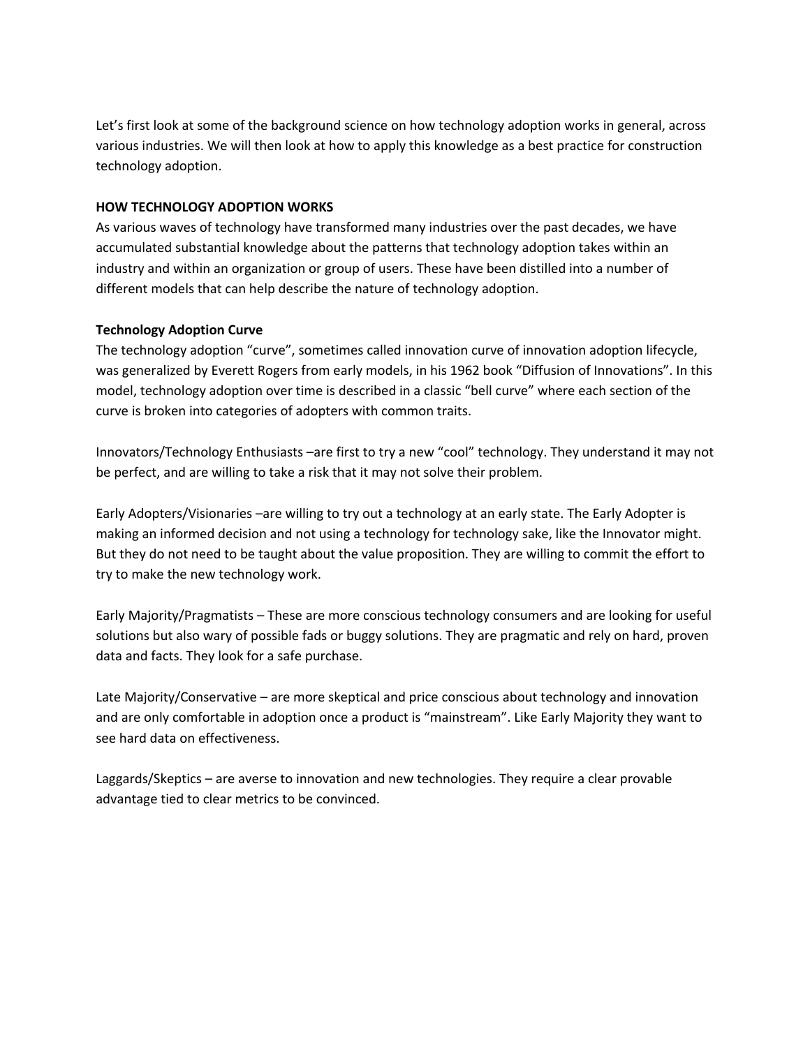Let's first look at some of the background science on how technology adoption works in general, across various industries. We will then look at how to apply this knowledge as a best practice for construction technology adoption.

## HOW TECHNOLOGY ADOPTION WORKS

As various waves of technology have transformed many industries over the past decades, we have accumulated substantial knowledge about the patterns that technology adoption takes within an industry and within an organization or group of users. These have been distilled into a number of different models that can help describe the nature of technology adoption.

### Technology Adoption Curve

The technology adoption "curve", sometimes called innovation curve of innovation adoption lifecycle, was generalized by Everett Rogers from early models, in his 1962 book "Diffusion of Innovations". In this model, technology adoption over time is described in a classic "bell curve" where each section of the curve is broken into categories of adopters with common traits.

Innovators/Technology Enthusiasts –are first to try a new "cool" technology. They understand it may not be perfect, and are willing to take a risk that it may not solve their problem.

Early Adopters/Visionaries –are willing to try out a technology at an early state. The Early Adopter is making an informed decision and not using a technology for technology sake, like the Innovator might. But they do not need to be taught about the value proposition. They are willing to commit the effort to try to make the new technology work.

Early Majority/Pragmatists – These are more conscious technology consumers and are looking for useful solutions but also wary of possible fads or buggy solutions. They are pragmatic and rely on hard, proven data and facts. They look for a safe purchase.

Late Majority/Conservative – are more skeptical and price conscious about technology and innovation and are only comfortable in adoption once a product is "mainstream". Like Early Majority they want to see hard data on effectiveness.

Laggards/Skeptics – are averse to innovation and new technologies. They require a clear provable advantage tied to clear metrics to be convinced.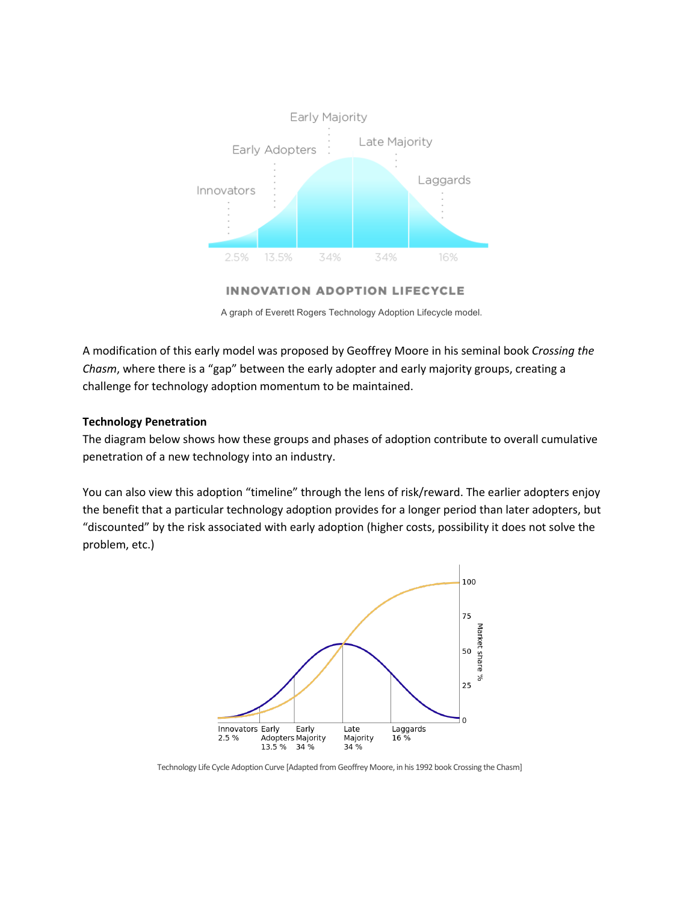A graph of Everett Rogers Technology Adoption Lifecycle model.

A modification of this early model was proposed by Geoffrey Moore in his seminal book *Crossing the Chasm*, where there is a "gap" between the early adopter and early majority groups, creating a challenge for technology adoption momentum to be maintained.

**Technology Penetration**

The diagram below shows how these groups and phases of adoption contribute to overall cumulative penetration of a new technology into an industry.

You can also view this adoption "timeline" through the lens of risk/reward. The earlier adopters enjoy the benefit that a particular technology adoption provides for a longer period than later adopters, but "discounted" by the risk associated with early adoption (higher costs, possibility it does not solve the problem, etc.)

Technology Life Cycle Adoption Curve [Adapted from Geoffrey Moore, in his 1992 book Crossing the Chasm]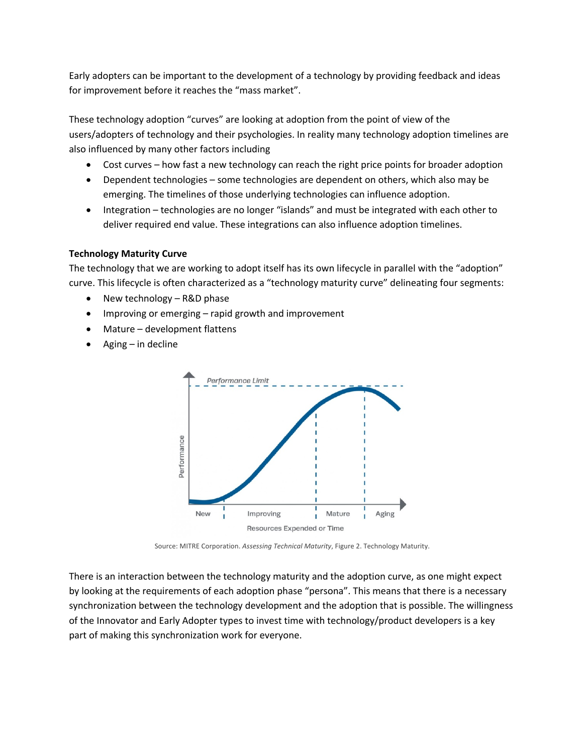Early adopters can be important to the development of a technology by providing feedback and ideas for improvement before it reaches the "mass market".

These technology adoption "curves" are looking at adoption from the point of view of the users/adopters of technology and their psychologies. In reality many technology adoption timelines are also influenced by many other factors including

- Cost curves – how fast a new technology can reach the right price points for broader adoption
- Dependent technologies – some technologies are dependent on others, which also may be emerging. The timelines of those underlying technologies can influence adoption.
- Integration – technologies are no longer "islands" and must be integrated with each other to deliver required end value. These integrations can also influence adoption timelines.

**Technology Maturity Curve**

The technology that we are working to adopt itself has its own lifecycle in parallel with the "adoption" curve. This lifecycle is often characterized as a "technology maturity curve" delineating four segments:

- New technology – R&D phase
- Improving or emerging – rapid growth and improvement
- Mature – development flattens
- Aging – in decline

Source: MITRE Corporation. *Assessing Technical Maturity*, Figure 2. Technology Maturity.

There is an interaction between the technology maturity and the adoption curve, as one might expect by looking at the requirements of each adoption phase "persona". This means that there is a necessary synchronization between the technology development and the adoption that is possible. The willingness of the Innovator and Early Adopter types to invest time with technology/product developers is a key part of making this synchronization work for everyone.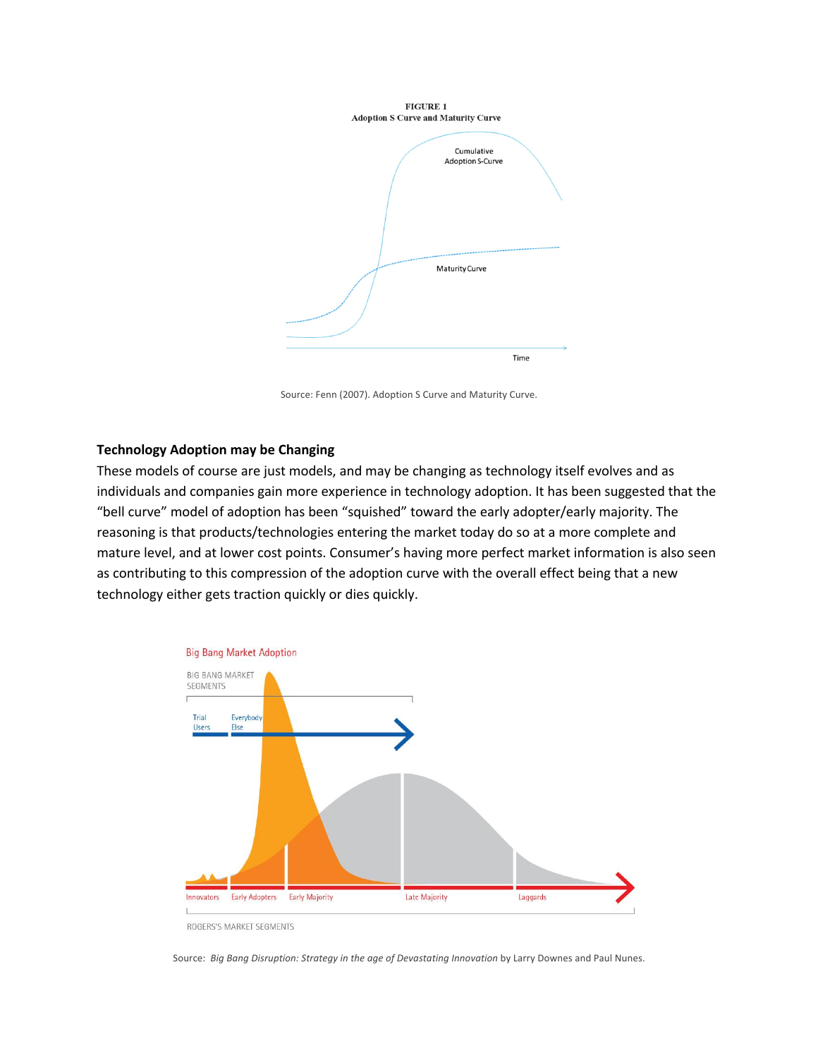FIGURE 1
Adoption S Curve and Maturity Curve

Source: Fenn (2007). Adoption S Curve and Maturity Curve.

**Technology Adoption may be Changing**

These models of course are just models, and may be changing as technology itself evolves and as individuals and companies gain more experience in technology adoption. It has been suggested that the "bell curve" model of adoption has been "squished" toward the early adopter/early majority. The reasoning is that products/technologies entering the market today do so at a more complete and mature level, and at lower cost points. Consumer's having more perfect market information is also seen as contributing to this compression of the adoption curve with the overall effect being that a new technology either gets traction quickly or dies quickly.

Source: *Big Bang Disruption: Strategy in the age of Devastating Innovation* by Larry Downes and Paul Nunes.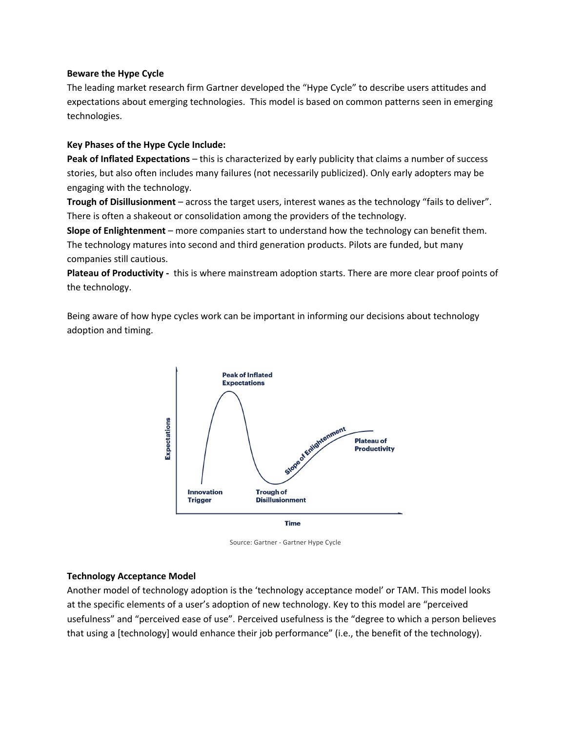**Beware the Hype Cycle**

The leading market research firm Gartner developed the "Hype Cycle" to describe users attitudes and expectations about emerging technologies. This model is based on common patterns seen in emerging technologies.

**Key Phases of the Hype Cycle Include:**

**Peak of Inflated Expectations** – this is characterized by early publicity that claims a number of success stories, but also often includes many failures (not necessarily publicized). Only early adopters may be engaging with the technology.

**Trough of Disillusionment** – across the target users, interest wanes as the technology "fails to deliver". There is often a shakeout or consolidation among the providers of the technology.

**Slope of Enlightenment** – more companies start to understand how the technology can benefit them. The technology matures into second and third generation products. Pilots are funded, but many companies still cautious.

**Plateau of Productivity -** this is where mainstream adoption starts. There are more clear proof points of the technology.

Being aware of how hype cycles work can be important in informing our decisions about technology adoption and timing.

Source: Gartner - Gartner Hype Cycle

**Technology Acceptance Model**

Another model of technology adoption is the 'technology acceptance model' or TAM. This model looks at the specific elements of a user's adoption of new technology. Key to this model are "perceived usefulness" and "perceived ease of use". Perceived usefulness is the "degree to which a person believes that using a [technology] would enhance their job performance" (i.e., the benefit of the technology).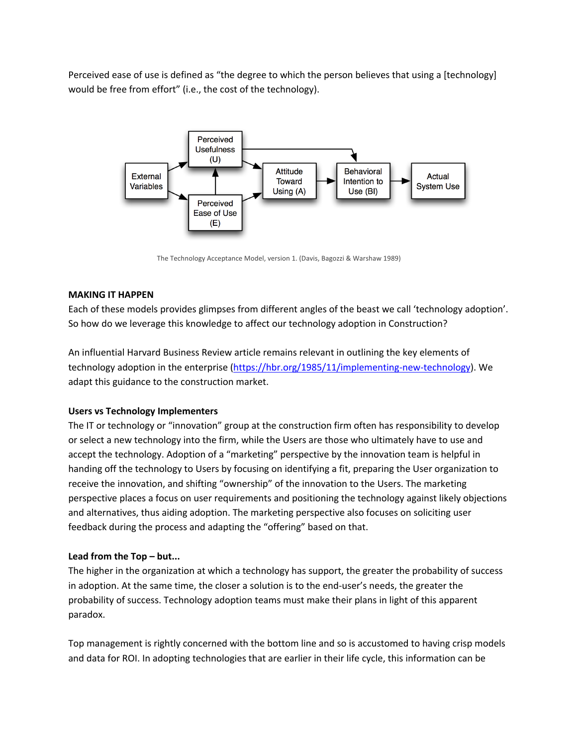Perceived ease of use is defined as "the degree to which the person believes that using a [technology] would be free from effort" (i.e., the cost of the technology).

The Technology Acceptance Model, version 1. (Davis, Bagozzi & Warshaw 1989)

**MAKING IT HAPPEN**

Each of these models provides glimpses from different angles of the beast we call 'technology adoption'. So how do we leverage this knowledge to affect our technology adoption in Construction?

An influential Harvard Business Review article remains relevant in outlining the key elements of technology adoption in the enterprise (https://hbr.org/1985/11/implementing-new-technology). We adapt this guidance to the construction market.

**Users vs Technology Implementers**

The IT or technology or "innovation" group at the construction firm often has responsibility to develop or select a new technology into the firm, while the Users are those who ultimately have to use and accept the technology. Adoption of a "marketing" perspective by the innovation team is helpful in handing off the technology to Users by focusing on identifying a fit, preparing the User organization to receive the innovation, and shifting "ownership" of the innovation to the Users. The marketing perspective places a focus on user requirements and positioning the technology against likely objections and alternatives, thus aiding adoption. The marketing perspective also focuses on soliciting user feedback during the process and adapting the "offering" based on that.

**Lead from the Top – but...**

The higher in the organization at which a technology has support, the greater the probability of success in adoption. At the same time, the closer a solution is to the end-user's needs, the greater the probability of success. Technology adoption teams must make their plans in light of this apparent paradox.

Top management is rightly concerned with the bottom line and so is accustomed to having crisp models and data for ROI. In adopting technologies that are earlier in their life cycle, this information can be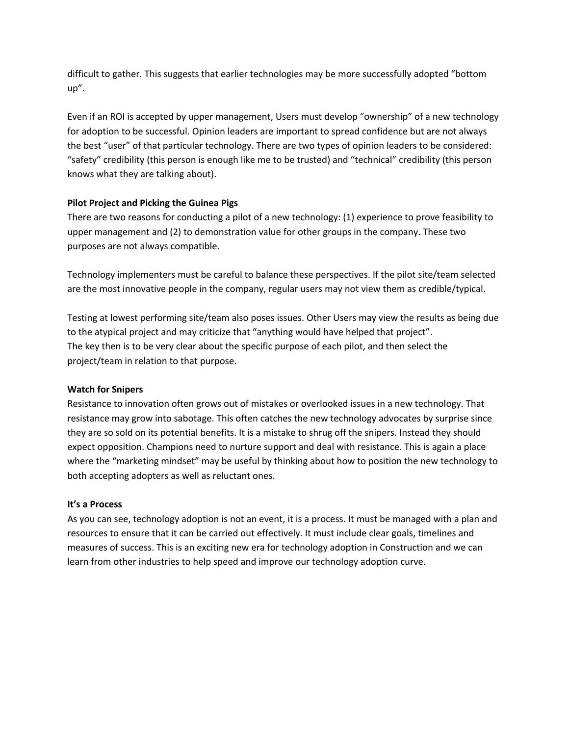difficult to gather. This suggests that earlier technologies may be more successfully adopted "bottom up".

Even if an ROI is accepted by upper management, Users must develop "ownership" of a new technology for adoption to be successful. Opinion leaders are important to spread confidence but are not always the best "user" of that particular technology. There are two types of opinion leaders to be considered: "safety" credibility (this person is enough like me to be trusted) and "technical" credibility (this person knows what they are talking about).

**Pilot Project and Picking the Guinea Pigs**

There are two reasons for conducting a pilot of a new technology: (1) experience to prove feasibility to upper management and (2) to demonstration value for other groups in the company. These two purposes are not always compatible.

Technology implementers must be careful to balance these perspectives. If the pilot site/team selected are the most innovative people in the company, regular users may not view them as credible/typical.

Testing at lowest performing site/team also poses issues. Other Users may view the results as being due to the atypical project and may criticize that "anything would have helped that project".
The key then is to be very clear about the specific purpose of each pilot, and then select the project/team in relation to that purpose.

**Watch for Snipers**

Resistance to innovation often grows out of mistakes or overlooked issues in a new technology. That resistance may grow into sabotage. This often catches the new technology advocates by surprise since they are so sold on its potential benefits. It is a mistake to shrug off the snipers. Instead they should expect opposition. Champions need to nurture support and deal with resistance. This is again a place where the "marketing mindset" may be useful by thinking about how to position the new technology to both accepting adopters as well as reluctant ones.

**It's a Process**

As you can see, technology adoption is not an event, it is a process. It must be managed with a plan and resources to ensure that it can be carried out effectively. It must include clear goals, timelines and measures of success. This is an exciting new era for technology adoption in Construction and we can learn from other industries to help speed and improve our technology adoption curve.